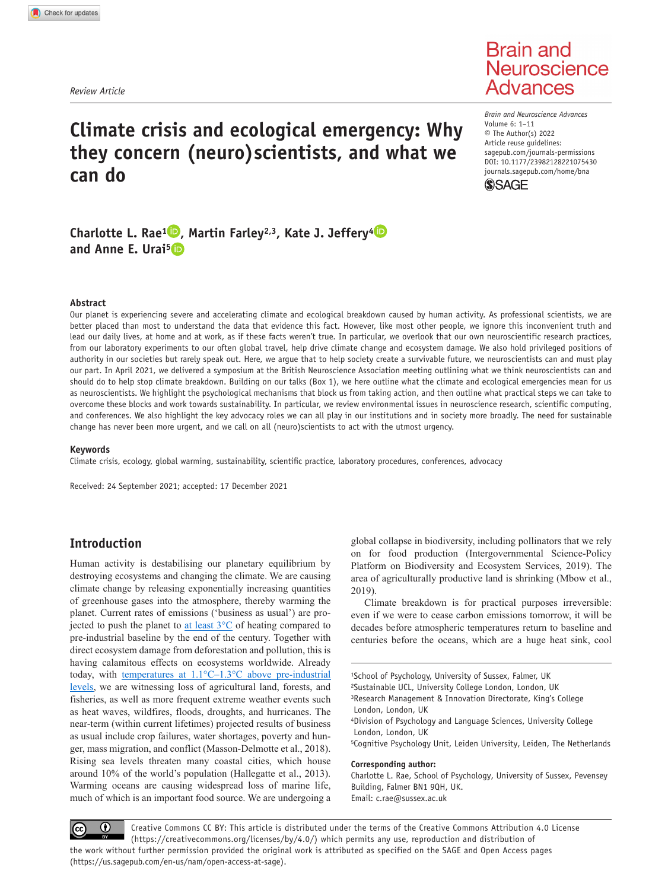*Review Article*

# Climate crisis and ecological emergency: Why they concern (neuro)scientists, and what we can do

**Charlotte L. Rae[1], Martin Farley[2,3], Kate J. Jeffery[4] and Anne E. Urai[5]**

### Abstract

Our planet is experiencing severe and accelerating climate and ecological breakdown caused by human activity. As professional scientists, we are better placed than most to understand the data that evidence this fact. However, like most other people, we ignore this inconvenient truth and lead our daily lives, at home and at work, as if these facts weren't true. In particular, we overlook that our own neuroscientific research practices, from our laboratory experiments to our often global travel, help drive climate change and ecosystem damage. We also hold privileged positions of authority in our societies but rarely speak out. Here, we argue that to help society create a survivable future, we neuroscientists can and must play our part. In April 2021, we delivered a symposium at the British Neuroscience Association meeting outlining what we think neuroscientists can and should do to help stop climate breakdown. Building on our talks (Box 1), we here outline what the climate and ecological emergencies mean for us as neuroscientists. We highlight the psychological mechanisms that block us from taking action, and then outline what practical steps we can take to overcome these blocks and work towards sustainability. In particular, we review environmental issues in neuroscience research, scientific computing, and conferences. We also highlight the key advocacy roles we can all play in our institutions and in society more broadly. The need for sustainable change has never been more urgent, and we call on all (neuro)scientists to act with the utmost urgency.

### Keywords

Climate crisis, ecology, global warming, sustainability, scientific practice, laboratory procedures, conferences, advocacy

Received: 24 September 2021; accepted: 17 December 2021

## Introduction

Human activity is destabilising our planetary equilibrium by destroying ecosystems and changing the climate. We are causing climate change by releasing exponentially increasing quantities of greenhouse gases into the atmosphere, thereby warming the planet. Current rates of emissions ('business as usual') are projected to push the planet to at least 3°C of heating compared to pre-industrial baseline by the end of the century. Together with direct ecosystem damage from deforestation and pollution, this is having calamitous effects on ecosystems worldwide. Already today, with temperatures at 1.1°C–1.3°C above pre-industrial levels, we are witnessing loss of agricultural land, forests, and fisheries, as well as more frequent extreme weather events such as heat waves, wildfires, floods, droughts, and hurricanes. The near-term (within current lifetimes) projected results of business as usual include crop failures, water shortages, poverty and hunger, mass migration, and conflict (Masson-Delmotte et al., 2018). Rising sea levels threaten many coastal cities, which house around 10% of the world's population (Hallegatte et al., 2013). Warming oceans are causing widespread loss of marine life, much of which is an important food source. We are undergoing a global collapse in biodiversity, including pollinators that we rely on for food production (Intergovernmental Science-Policy Platform on Biodiversity and Ecosystem Services, 2019). The area of agriculturally productive land is shrinking (Mbow et al., 2019).

Climate breakdown is for practical purposes irreversible: even if we were to cease carbon emissions tomorrow, it will be decades before atmospheric temperatures return to baseline and centuries before the oceans, which are a huge heat sink, cool

[1]School of Psychology, University of Sussex, Falmer, UK
[2]Sustainable UCL, University College London, London, UK
[3]Research Management & Innovation Directorate, King's College London, London, UK
[4]Division of Psychology and Language Sciences, University College London, London, UK
[5]Cognitive Psychology Unit, Leiden University, Leiden, The Netherlands

**Corresponding author:**
Charlotte L. Rae, School of Psychology, University of Sussex, Pevensey Building, Falmer BN1 9QH, UK.
Email: c.rae@sussex.ac.uk

Creative Commons CC BY: This article is distributed under the terms of the Creative Commons Attribution 4.0 License (https://creativecommons.org/licenses/by/4.0/) which permits any use, reproduction and distribution of the work without further permission provided the original work is attributed as specified on the SAGE and Open Access pages (https://us.sagepub.com/en-us/nam/open-access-at-sage).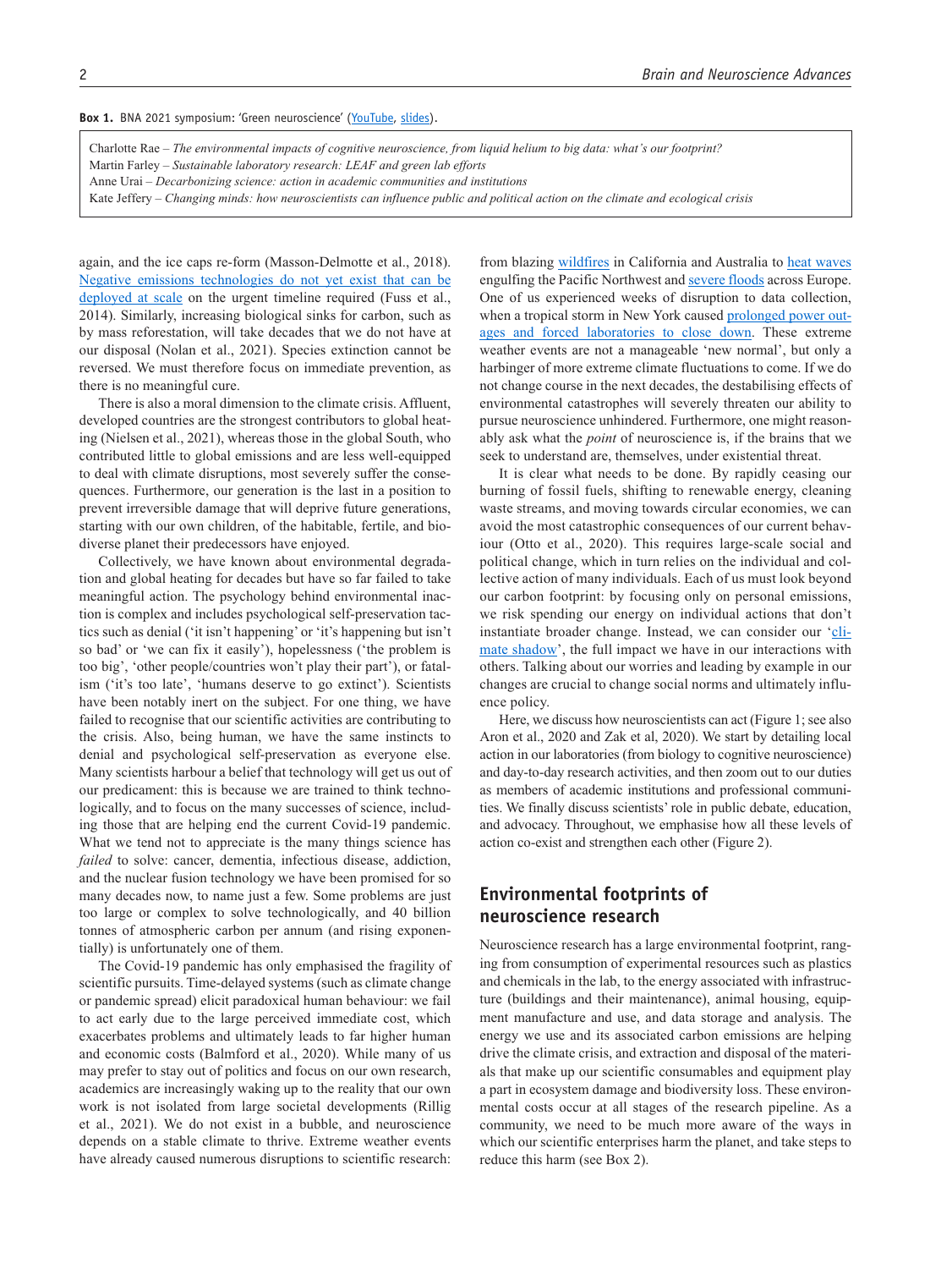**Box 1.** BNA 2021 symposium: 'Green neuroscience' (YouTube, slides).

Charlotte Rae – *The environmental impacts of cognitive neuroscience, from liquid helium to big data: what's our footprint?*
Martin Farley – *Sustainable laboratory research: LEAF and green lab efforts*
Anne Urai – *Decarbonizing science: action in academic communities and institutions*
Kate Jeffery – *Changing minds: how neuroscientists can influence public and political action on the climate and ecological crisis*

again, and the ice caps re-form (Masson-Delmotte et al., 2018). Negative emissions technologies do not yet exist that can be deployed at scale on the urgent timeline required (Fuss et al., 2014). Similarly, increasing biological sinks for carbon, such as by mass reforestation, will take decades that we do not have at our disposal (Nolan et al., 2021). Species extinction cannot be reversed. We must therefore focus on immediate prevention, as there is no meaningful cure.

There is also a moral dimension to the climate crisis. Affluent, developed countries are the strongest contributors to global heating (Nielsen et al., 2021), whereas those in the global South, who contributed little to global emissions and are less well-equipped to deal with climate disruptions, most severely suffer the consequences. Furthermore, our generation is the last in a position to prevent irreversible damage that will deprive future generations, starting with our own children, of the habitable, fertile, and biodiverse planet their predecessors have enjoyed.

Collectively, we have known about environmental degradation and global heating for decades but have so far failed to take meaningful action. The psychology behind environmental inaction is complex and includes psychological self-preservation tactics such as denial ('it isn't happening' or 'it's happening but isn't so bad' or 'we can fix it easily'), hopelessness ('the problem is too big', 'other people/countries won't play their part'), or fatalism ('it's too late', 'humans deserve to go extinct'). Scientists have been notably inert on the subject. For one thing, we have failed to recognise that our scientific activities are contributing to the crisis. Also, being human, we have the same instincts to denial and psychological self-preservation as everyone else. Many scientists harbour a belief that technology will get us out of our predicament: this is because we are trained to think technologically, and to focus on the many successes of science, including those that are helping end the current Covid-19 pandemic. What we tend not to appreciate is the many things science has *failed* to solve: cancer, dementia, infectious disease, addiction, and the nuclear fusion technology we have been promised for so many decades now, to name just a few. Some problems are just too large or complex to solve technologically, and 40 billion tonnes of atmospheric carbon per annum (and rising exponentially) is unfortunately one of them.

The Covid-19 pandemic has only emphasised the fragility of scientific pursuits. Time-delayed systems (such as climate change or pandemic spread) elicit paradoxical human behaviour: we fail to act early due to the large perceived immediate cost, which exacerbates problems and ultimately leads to far higher human and economic costs (Balmford et al., 2020). While many of us may prefer to stay out of politics and focus on our own research, academics are increasingly waking up to the reality that our own work is not isolated from large societal developments (Rillig et al., 2021). We do not exist in a bubble, and neuroscience depends on a stable climate to thrive. Extreme weather events have already caused numerous disruptions to scientific research: from blazing wildfires in California and Australia to heat waves engulfing the Pacific Northwest and severe floods across Europe. One of us experienced weeks of disruption to data collection, when a tropical storm in New York caused prolonged power outages and forced laboratories to close down. These extreme weather events are not a manageable 'new normal', but only a harbinger of more extreme climate fluctuations to come. If we do not change course in the next decades, the destabilising effects of environmental catastrophes will severely threaten our ability to pursue neuroscience unhindered. Furthermore, one might reasonably ask what the *point* of neuroscience is, if the brains that we seek to understand are, themselves, under existential threat.

It is clear what needs to be done. By rapidly ceasing our burning of fossil fuels, shifting to renewable energy, cleaning waste streams, and moving towards circular economies, we can avoid the most catastrophic consequences of our current behaviour (Otto et al., 2020). This requires large-scale social and political change, which in turn relies on the individual and collective action of many individuals. Each of us must look beyond our carbon footprint: by focusing only on personal emissions, we risk spending our energy on individual actions that don't instantiate broader change. Instead, we can consider our 'climate shadow', the full impact we have in our interactions with others. Talking about our worries and leading by example in our changes are crucial to change social norms and ultimately influence policy.

Here, we discuss how neuroscientists can act (Figure 1; see also Aron et al., 2020 and Zak et al, 2020). We start by detailing local action in our laboratories (from biology to cognitive neuroscience) and day-to-day research activities, and then zoom out to our duties as members of academic institutions and professional communities. We finally discuss scientists' role in public debate, education, and advocacy. Throughout, we emphasise how all these levels of action co-exist and strengthen each other (Figure 2).

## Environmental footprints of neuroscience research

Neuroscience research has a large environmental footprint, ranging from consumption of experimental resources such as plastics and chemicals in the lab, to the energy associated with infrastructure (buildings and their maintenance), animal housing, equipment manufacture and use, and data storage and analysis. The energy we use and its associated carbon emissions are helping drive the climate crisis, and extraction and disposal of the materials that make up our scientific consumables and equipment play a part in ecosystem damage and biodiversity loss. These environmental costs occur at all stages of the research pipeline. As a community, we need to be much more aware of the ways in which our scientific enterprises harm the planet, and take steps to reduce this harm (see Box 2).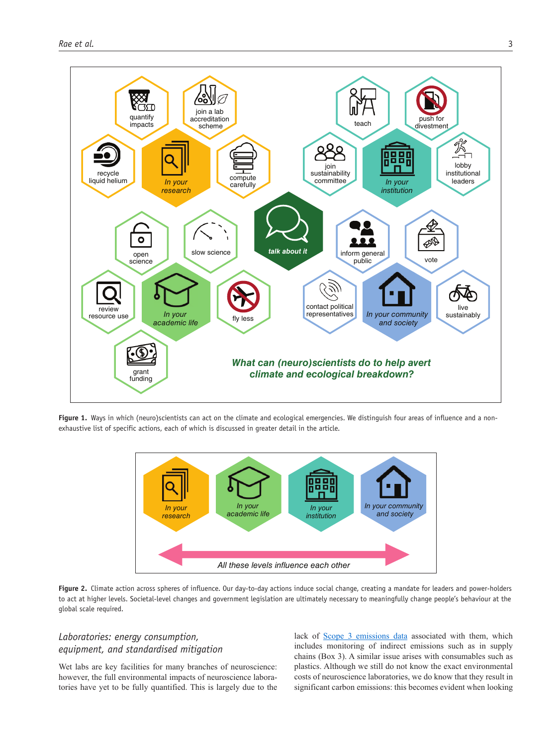**Figure 1.** Ways in which (neuro)scientists can act on the climate and ecological emergencies. We distinguish four areas of influence and a non-exhaustive list of specific actions, each of which is discussed in greater detail in the article.

**Figure 2.** Climate action across spheres of influence. Our day-to-day actions induce social change, creating a mandate for leaders and power-holders to act at higher levels. Societal-level changes and government legislation are ultimately necessary to meaningfully change people's behaviour at the global scale required.

## *Laboratories: energy consumption, equipment, and standardised mitigation*

Wet labs are key facilities for many branches of neuroscience: however, the full environmental impacts of neuroscience laboratories have yet to be fully quantified. This is largely due to the lack of Scope 3 emissions data associated with them, which includes monitoring of indirect emissions such as in supply chains (Box 3). A similar issue arises with consumables such as plastics. Although we still do not know the exact environmental costs of neuroscience laboratories, we do know that they result in significant carbon emissions: this becomes evident when looking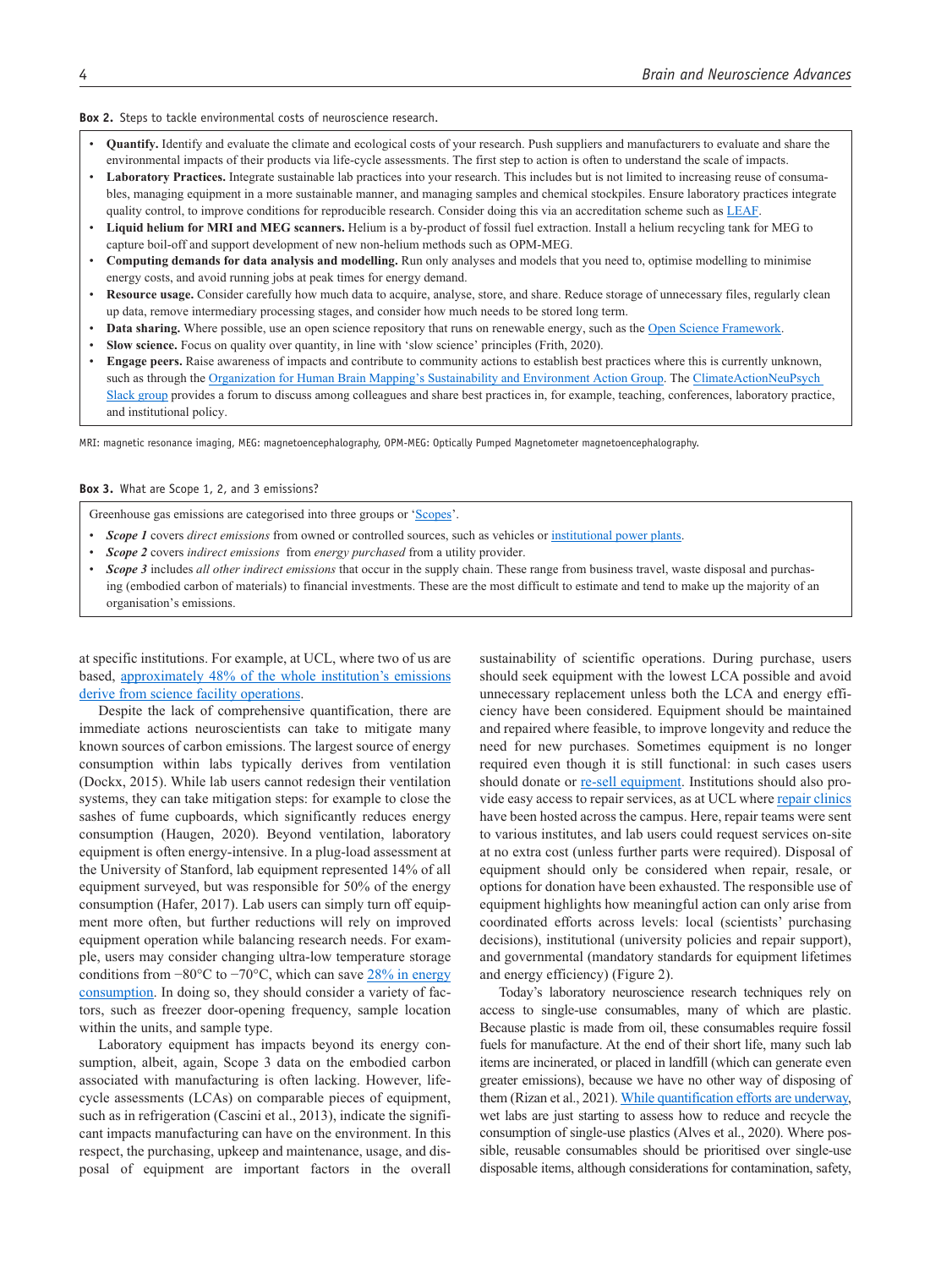**Box 2.** Steps to tackle environmental costs of neuroscience research.

- **Quantify.** Identify and evaluate the climate and ecological costs of your research. Push suppliers and manufacturers to evaluate and share the environmental impacts of their products via life-cycle assessments. The first step to action is often to understand the scale of impacts.
- **Laboratory Practices.** Integrate sustainable lab practices into your research. This includes but is not limited to increasing reuse of consumables, managing equipment in a more sustainable manner, and managing samples and chemical stockpiles. Ensure laboratory practices integrate quality control, to improve conditions for reproducible research. Consider doing this via an accreditation scheme such as LEAF.
- **Liquid helium for MRI and MEG scanners.** Helium is a by-product of fossil fuel extraction. Install a helium recycling tank for MEG to capture boil-off and support development of new non-helium methods such as OPM-MEG.
- **Computing demands for data analysis and modelling.** Run only analyses and models that you need to, optimise modelling to minimise energy costs, and avoid running jobs at peak times for energy demand.
- **Resource usage.** Consider carefully how much data to acquire, analyse, store, and share. Reduce storage of unnecessary files, regularly clean up data, remove intermediary processing stages, and consider how much needs to be stored long term.
- **Data sharing.** Where possible, use an open science repository that runs on renewable energy, such as the Open Science Framework.
- **Slow science.** Focus on quality over quantity, in line with 'slow science' principles (Frith, 2020).
- **Engage peers.** Raise awareness of impacts and contribute to community actions to establish best practices where this is currently unknown, such as through the Organization for Human Brain Mapping's Sustainability and Environment Action Group. The ClimateActionNeuPsych Slack group provides a forum to discuss among colleagues and share best practices in, for example, teaching, conferences, laboratory practice, and institutional policy.

MRI: magnetic resonance imaging, MEG: magnetoencephalography, OPM-MEG: Optically Pumped Magnetometer magnetoencephalography.

**Box 3.** What are Scope 1, 2, and 3 emissions?

Greenhouse gas emissions are categorised into three groups or 'Scopes'.

- ***Scope 1*** covers *direct emissions* from owned or controlled sources, such as vehicles or institutional power plants.
- ***Scope 2*** covers *indirect emissions* from *energy purchased* from a utility provider.
- ***Scope 3*** includes *all other indirect emissions* that occur in the supply chain. These range from business travel, waste disposal and purchasing (embodied carbon of materials) to financial investments. These are the most difficult to estimate and tend to make up the majority of an organisation's emissions.

at specific institutions. For example, at UCL, where two of us are based, approximately 48% of the whole institution's emissions derive from science facility operations.

Despite the lack of comprehensive quantification, there are immediate actions neuroscientists can take to mitigate many known sources of carbon emissions. The largest source of energy consumption within labs typically derives from ventilation (Dockx, 2015). While lab users cannot redesign their ventilation systems, they can take mitigation steps: for example to close the sashes of fume cupboards, which significantly reduces energy consumption (Haugen, 2020). Beyond ventilation, laboratory equipment is often energy-intensive. In a plug-load assessment at the University of Stanford, lab equipment represented 14% of all equipment surveyed, but was responsible for 50% of the energy consumption (Hafer, 2017). Lab users can simply turn off equipment more often, but further reductions will rely on improved equipment operation while balancing research needs. For example, users may consider changing ultra-low temperature storage conditions from −80°C to −70°C, which can save 28% in energy consumption. In doing so, they should consider a variety of factors, such as freezer door-opening frequency, sample location within the units, and sample type.

Laboratory equipment has impacts beyond its energy consumption, albeit, again, Scope 3 data on the embodied carbon associated with manufacturing is often lacking. However, life-cycle assessments (LCAs) on comparable pieces of equipment, such as in refrigeration (Cascini et al., 2013), indicate the significant impacts manufacturing can have on the environment. In this respect, the purchasing, upkeep and maintenance, usage, and disposal of equipment are important factors in the overall sustainability of scientific operations. During purchase, users should seek equipment with the lowest LCA possible and avoid unnecessary replacement unless both the LCA and energy efficiency have been considered. Equipment should be maintained and repaired where feasible, to improve longevity and reduce the need for new purchases. Sometimes equipment is no longer required even though it is still functional: in such cases users should donate or re-sell equipment. Institutions should also provide easy access to repair services, as at UCL where repair clinics have been hosted across the campus. Here, repair teams were sent to various institutes, and lab users could request services on-site at no extra cost (unless further parts were required). Disposal of equipment should only be considered when repair, resale, or options for donation have been exhausted. The responsible use of equipment highlights how meaningful action can only arise from coordinated efforts across levels: local (scientists' purchasing decisions), institutional (university policies and repair support), and governmental (mandatory standards for equipment lifetimes and energy efficiency) (Figure 2).

Today's laboratory neuroscience research techniques rely on access to single-use consumables, many of which are plastic. Because plastic is made from oil, these consumables require fossil fuels for manufacture. At the end of their short life, many such lab items are incinerated, or placed in landfill (which can generate even greater emissions), because we have no other way of disposing of them (Rizan et al., 2021). While quantification efforts are underway, wet labs are just starting to assess how to reduce and recycle the consumption of single-use plastics (Alves et al., 2020). Where possible, reusable consumables should be prioritised over single-use disposable items, although considerations for contamination, safety,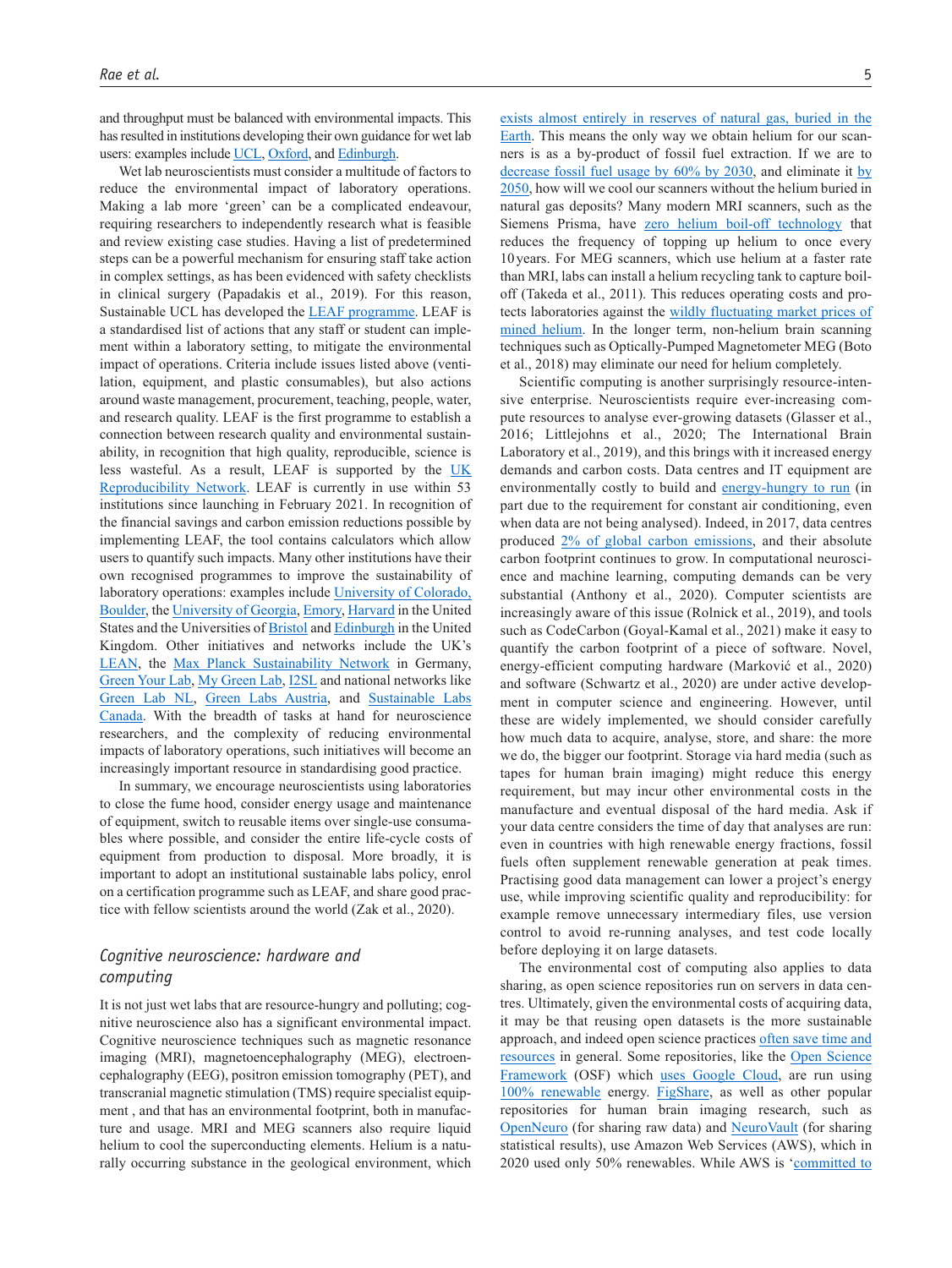and throughput must be balanced with environmental impacts. This has resulted in institutions developing their own guidance for wet lab users: examples include UCL, Oxford, and Edinburgh.

Wet lab neuroscientists must consider a multitude of factors to reduce the environmental impact of laboratory operations. Making a lab more 'green' can be a complicated endeavour, requiring researchers to independently research what is feasible and review existing case studies. Having a list of predetermined steps can be a powerful mechanism for ensuring staff take action in complex settings, as has been evidenced with safety checklists in clinical surgery (Papadakis et al., 2019). For this reason, Sustainable UCL has developed the LEAF programme. LEAF is a standardised list of actions that any staff or student can implement within a laboratory setting, to mitigate the environmental impact of operations. Criteria include issues listed above (ventilation, equipment, and plastic consumables), but also actions around waste management, procurement, teaching, people, water, and research quality. LEAF is the first programme to establish a connection between research quality and environmental sustainability, in recognition that high quality, reproducible, science is less wasteful. As a result, LEAF is supported by the UK Reproducibility Network. LEAF is currently in use within 53 institutions since launching in February 2021. In recognition of the financial savings and carbon emission reductions possible by implementing LEAF, the tool contains calculators which allow users to quantify such impacts. Many other institutions have their own recognised programmes to improve the sustainability of laboratory operations: examples include University of Colorado, Boulder, the University of Georgia, Emory, Harvard in the United States and the Universities of Bristol and Edinburgh in the United Kingdom. Other initiatives and networks include the UK's LEAN, the Max Planck Sustainability Network in Germany, Green Your Lab, My Green Lab, I2SL and national networks like Green Lab NL, Green Labs Austria, and Sustainable Labs Canada. With the breadth of tasks at hand for neuroscience researchers, and the complexity of reducing environmental impacts of laboratory operations, such initiatives will become an increasingly important resource in standardising good practice.

In summary, we encourage neuroscientists using laboratories to close the fume hood, consider energy usage and maintenance of equipment, switch to reusable items over single-use consumables where possible, and consider the entire life-cycle costs of equipment from production to disposal. More broadly, it is important to adopt an institutional sustainable labs policy, enrol on a certification programme such as LEAF, and share good practice with fellow scientists around the world (Zak et al., 2020).

## *Cognitive neuroscience: hardware and computing*

It is not just wet labs that are resource-hungry and polluting; cognitive neuroscience also has a significant environmental impact. Cognitive neuroscience techniques such as magnetic resonance imaging (MRI), magnetoencephalography (MEG), electroencephalography (EEG), positron emission tomography (PET), and transcranial magnetic stimulation (TMS) require specialist equipment , and that has an environmental footprint, both in manufacture and usage. MRI and MEG scanners also require liquid helium to cool the superconducting elements. Helium is a naturally occurring substance in the geological environment, which exists almost entirely in reserves of natural gas, buried in the Earth. This means the only way we obtain helium for our scanners is as a by-product of fossil fuel extraction. If we are to decrease fossil fuel usage by 60% by 2030, and eliminate it by 2050, how will we cool our scanners without the helium buried in natural gas deposits? Many modern MRI scanners, such as the Siemens Prisma, have zero helium boil-off technology that reduces the frequency of topping up helium to once every 10 years. For MEG scanners, which use helium at a faster rate than MRI, labs can install a helium recycling tank to capture boil-off (Takeda et al., 2011). This reduces operating costs and protects laboratories against the wildly fluctuating market prices of mined helium. In the longer term, non-helium brain scanning techniques such as Optically-Pumped Magnetometer MEG (Boto et al., 2018) may eliminate our need for helium completely.

Scientific computing is another surprisingly resource-intensive enterprise. Neuroscientists require ever-increasing compute resources to analyse ever-growing datasets (Glasser et al., 2016; Littlejohns et al., 2020; The International Brain Laboratory et al., 2019), and this brings with it increased energy demands and carbon costs. Data centres and IT equipment are environmentally costly to build and energy-hungry to run (in part due to the requirement for constant air conditioning, even when data are not being analysed). Indeed, in 2017, data centres produced 2% of global carbon emissions, and their absolute carbon footprint continues to grow. In computational neuroscience and machine learning, computing demands can be very substantial (Anthony et al., 2020). Computer scientists are increasingly aware of this issue (Rolnick et al., 2019), and tools such as CodeCarbon (Goyal-Kamal et al., 2021) make it easy to quantify the carbon footprint of a piece of software. Novel, energy-efficient computing hardware (Marković et al., 2020) and software (Schwartz et al., 2020) are under active development in computer science and engineering. However, until these are widely implemented, we should consider carefully how much data to acquire, analyse, store, and share: the more we do, the bigger our footprint. Storage via hard media (such as tapes for human brain imaging) might reduce this energy requirement, but may incur other environmental costs in the manufacture and eventual disposal of the hard media. Ask if your data centre considers the time of day that analyses are run: even in countries with high renewable energy fractions, fossil fuels often supplement renewable generation at peak times. Practising good data management can lower a project's energy use, while improving scientific quality and reproducibility: for example remove unnecessary intermediary files, use version control to avoid re-running analyses, and test code locally before deploying it on large datasets.

The environmental cost of computing also applies to data sharing, as open science repositories run on servers in data centres. Ultimately, given the environmental costs of acquiring data, it may be that reusing open datasets is the more sustainable approach, and indeed open science practices often save time and resources in general. Some repositories, like the Open Science Framework (OSF) which uses Google Cloud, are run using 100% renewable energy. FigShare, as well as other popular repositories for human brain imaging research, such as OpenNeuro (for sharing raw data) and NeuroVault (for sharing statistical results), use Amazon Web Services (AWS), which in 2020 used only 50% renewables. While AWS is 'committed to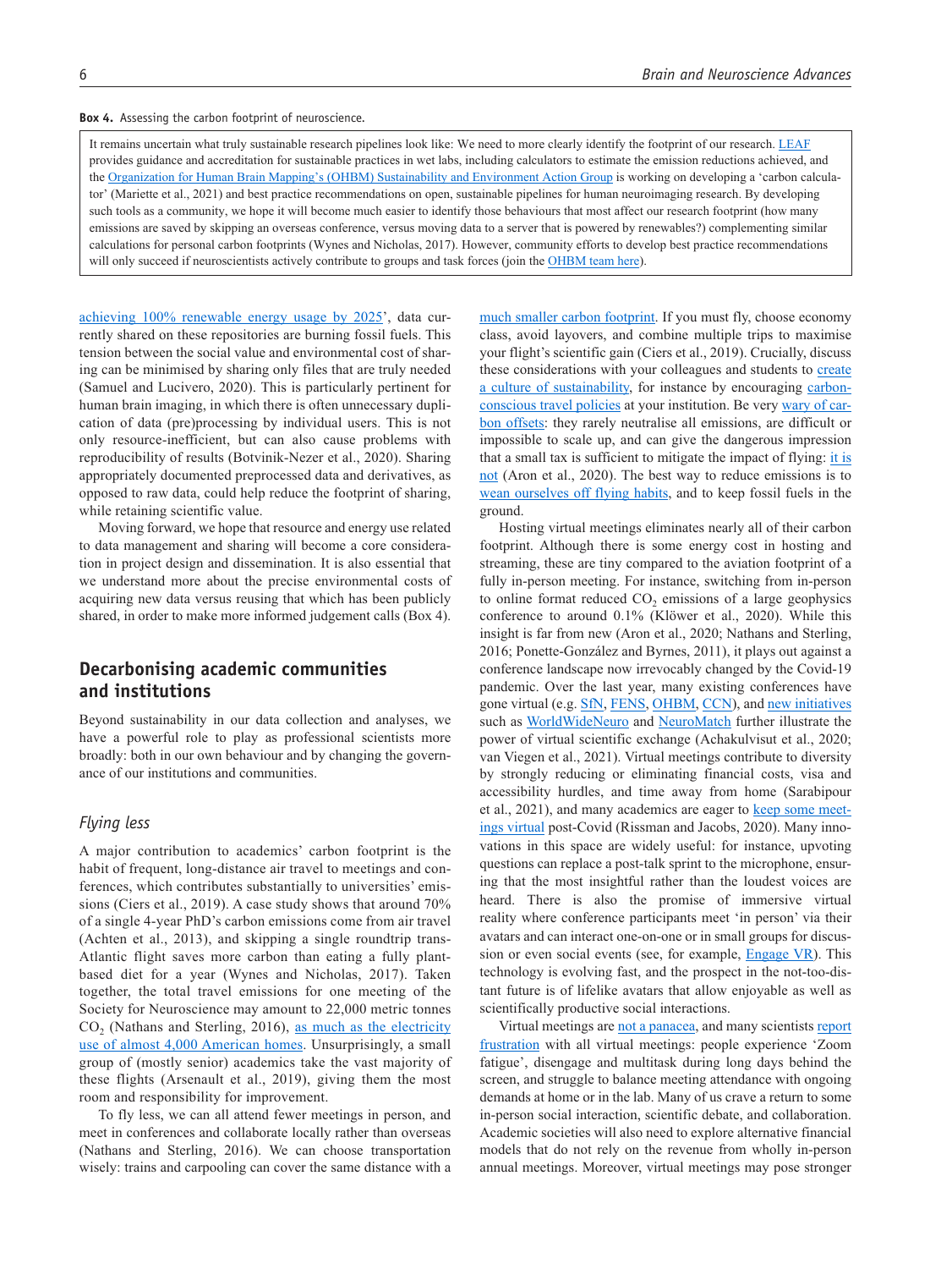**Box 4.** Assessing the carbon footprint of neuroscience.

It remains uncertain what truly sustainable research pipelines look like: We need to more clearly identify the footprint of our research. LEAF provides guidance and accreditation for sustainable practices in wet labs, including calculators to estimate the emission reductions achieved, and the Organization for Human Brain Mapping's (OHBM) Sustainability and Environment Action Group is working on developing a 'carbon calculator' (Mariette et al., 2021) and best practice recommendations on open, sustainable pipelines for human neuroimaging research. By developing such tools as a community, we hope it will become much easier to identify those behaviours that most affect our research footprint (how many emissions are saved by skipping an overseas conference, versus moving data to a server that is powered by renewables?) complementing similar calculations for personal carbon footprints (Wynes and Nicholas, 2017). However, community efforts to develop best practice recommendations will only succeed if neuroscientists actively contribute to groups and task forces (join the OHBM team here).

achieving 100% renewable energy usage by 2025', data currently shared on these repositories are burning fossil fuels. This tension between the social value and environmental cost of sharing can be minimised by sharing only files that are truly needed (Samuel and Lucivero, 2020). This is particularly pertinent for human brain imaging, in which there is often unnecessary duplication of data (pre)processing by individual users. This is not only resource-inefficient, but can also cause problems with reproducibility of results (Botvinik-Nezer et al., 2020). Sharing appropriately documented preprocessed data and derivatives, as opposed to raw data, could help reduce the footprint of sharing, while retaining scientific value.

Moving forward, we hope that resource and energy use related to data management and sharing will become a core consideration in project design and dissemination. It is also essential that we understand more about the precise environmental costs of acquiring new data versus reusing that which has been publicly shared, in order to make more informed judgement calls (Box 4).

## Decarbonising academic communities and institutions

Beyond sustainability in our data collection and analyses, we have a powerful role to play as professional scientists more broadly: both in our own behaviour and by changing the governance of our institutions and communities.

### *Flying less*

A major contribution to academics' carbon footprint is the habit of frequent, long-distance air travel to meetings and conferences, which contributes substantially to universities' emissions (Ciers et al., 2019). A case study shows that around 70% of a single 4-year PhD's carbon emissions come from air travel (Achten et al., 2013), and skipping a single roundtrip trans-Atlantic flight saves more carbon than eating a fully plant-based diet for a year (Wynes and Nicholas, 2017). Taken together, the total travel emissions for one meeting of the Society for Neuroscience may amount to 22,000 metric tonnes $CO_2$ (Nathans and Sterling, 2016), as much as the electricity use of almost 4,000 American homes. Unsurprisingly, a small group of (mostly senior) academics take the vast majority of these flights (Arsenault et al., 2019), giving them the most room and responsibility for improvement.

To fly less, we can all attend fewer meetings in person, and meet in conferences and collaborate locally rather than overseas (Nathans and Sterling, 2016). We can choose transportation wisely: trains and carpooling can cover the same distance with a much smaller carbon footprint. If you must fly, choose economy class, avoid layovers, and combine multiple trips to maximise your flight's scientific gain (Ciers et al., 2019). Crucially, discuss these considerations with your colleagues and students to create a culture of sustainability, for instance by encouraging carbon-conscious travel policies at your institution. Be very wary of carbon offsets: they rarely neutralise all emissions, are difficult or impossible to scale up, and can give the dangerous impression that a small tax is sufficient to mitigate the impact of flying: it is not (Aron et al., 2020). The best way to reduce emissions is to wean ourselves off flying habits, and to keep fossil fuels in the ground.

Hosting virtual meetings eliminates nearly all of their carbon footprint. Although there is some energy cost in hosting and streaming, these are tiny compared to the aviation footprint of a fully in-person meeting. For instance, switching from in-person to online format reduced $CO_2$ emissions of a large geophysics conference to around 0.1% (Klöwer et al., 2020). While this insight is far from new (Aron et al., 2020; Nathans and Sterling, 2016; Ponette-González and Byrnes, 2011), it plays out against a conference landscape now irrevocably changed by the Covid-19 pandemic. Over the last year, many existing conferences have gone virtual (e.g. SfN, FENS, OHBM, CCN), and new initiatives such as WorldWideNeuro and NeuroMatch further illustrate the power of virtual scientific exchange (Achakulvisut et al., 2020; van Viegen et al., 2021). Virtual meetings contribute to diversity by strongly reducing or eliminating financial costs, visa and accessibility hurdles, and time away from home (Sarabipour et al., 2021), and many academics are eager to keep some meetings virtual post-Covid (Rissman and Jacobs, 2020). Many innovations in this space are widely useful: for instance, upvoting questions can replace a post-talk sprint to the microphone, ensuring that the most insightful rather than the loudest voices are heard. There is also the promise of immersive virtual reality where conference participants meet 'in person' via their avatars and can interact one-on-one or in small groups for discussion or even social events (see, for example, Engage VR). This technology is evolving fast, and the prospect in the not-too-distant future is of lifelike avatars that allow enjoyable as well as scientifically productive social interactions.

Virtual meetings are not a panacea, and many scientists report frustration with all virtual meetings: people experience 'Zoom fatigue', disengage and multitask during long days behind the screen, and struggle to balance meeting attendance with ongoing demands at home or in the lab. Many of us crave a return to some in-person social interaction, scientific debate, and collaboration. Academic societies will also need to explore alternative financial models that do not rely on the revenue from wholly in-person annual meetings. Moreover, virtual meetings may pose stronger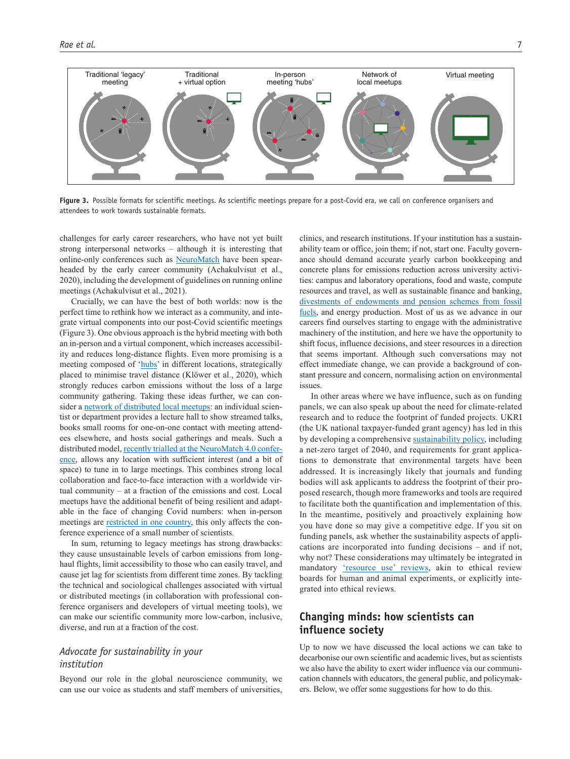Figure 3. Possible formats for scientific meetings. As scientific meetings prepare for a post-Covid era, we call on conference organisers and attendees to work towards sustainable formats.

challenges for early career researchers, who have not yet built strong interpersonal networks – although it is interesting that online-only conferences such as NeuroMatch have been spearheaded by the early career community (Achakulvisut et al., 2020), including the development of guidelines on running online meetings (Achakulvisut et al., 2021).

Crucially, we can have the best of both worlds: now is the perfect time to rethink how we interact as a community, and integrate virtual components into our post-Covid scientific meetings (Figure 3). One obvious approach is the hybrid meeting with both an in-person and a virtual component, which increases accessibility and reduces long-distance flights. Even more promising is a meeting composed of 'hubs' in different locations, strategically placed to minimise travel distance (Klöwer et al., 2020), which strongly reduces carbon emissions without the loss of a large community gathering. Taking these ideas further, we can consider a network of distributed local meetups: an individual scientist or department provides a lecture hall to show streamed talks, books small rooms for one-on-one contact with meeting attendees elsewhere, and hosts social gatherings and meals. Such a distributed model, recently trialled at the NeuroMatch 4.0 conference, allows any location with sufficient interest (and a bit of space) to tune in to large meetings. This combines strong local collaboration and face-to-face interaction with a worldwide virtual community – at a fraction of the emissions and cost. Local meetups have the additional benefit of being resilient and adaptable in the face of changing Covid numbers: when in-person meetings are restricted in one country, this only affects the conference experience of a small number of scientists.

In sum, returning to legacy meetings has strong drawbacks: they cause unsustainable levels of carbon emissions from long-haul flights, limit accessibility to those who can easily travel, and cause jet lag for scientists from different time zones. By tackling the technical and sociological challenges associated with virtual or distributed meetings (in collaboration with professional conference organisers and developers of virtual meeting tools), we can make our scientific community more low-carbon, inclusive, diverse, and run at a fraction of the cost.

### *Advocate for sustainability in your institution*

Beyond our role in the global neuroscience community, we can use our voice as students and staff members of universities, clinics, and research institutions. If your institution has a sustainability team or office, join them; if not, start one. Faculty governance should demand accurate yearly carbon bookkeeping and concrete plans for emissions reduction across university activities: campus and laboratory operations, food and waste, compute resources and travel, as well as sustainable finance and banking, divestments of endowments and pension schemes from fossil fuels, and energy production. Most of us as we advance in our careers find ourselves starting to engage with the administrative machinery of the institution, and here we have the opportunity to shift focus, influence decisions, and steer resources in a direction that seems important. Although such conversations may not effect immediate change, we can provide a background of constant pressure and concern, normalising action on environmental issues.

In other areas where we have influence, such as on funding panels, we can also speak up about the need for climate-related research and to reduce the footprint of funded projects. UKRI (the UK national taxpayer-funded grant agency) has led in this by developing a comprehensive sustainability policy, including a net-zero target of 2040, and requirements for grant applications to demonstrate that environmental targets have been addressed. It is increasingly likely that journals and funding bodies will ask applicants to address the footprint of their proposed research, though more frameworks and tools are required to facilitate both the quantification and implementation of this. In the meantime, positively and proactively explaining how you have done so may give a competitive edge. If you sit on funding panels, ask whether the sustainability aspects of applications are incorporated into funding decisions – and if not, why not? These considerations may ultimately be integrated in mandatory 'resource use' reviews, akin to ethical review boards for human and animal experiments, or explicitly integrated into ethical reviews.

## Changing minds: how scientists can influence society

Up to now we have discussed the local actions we can take to decarbonise our own scientific and academic lives, but as scientists we also have the ability to exert wider influence via our communication channels with educators, the general public, and policymakers. Below, we offer some suggestions for how to do this.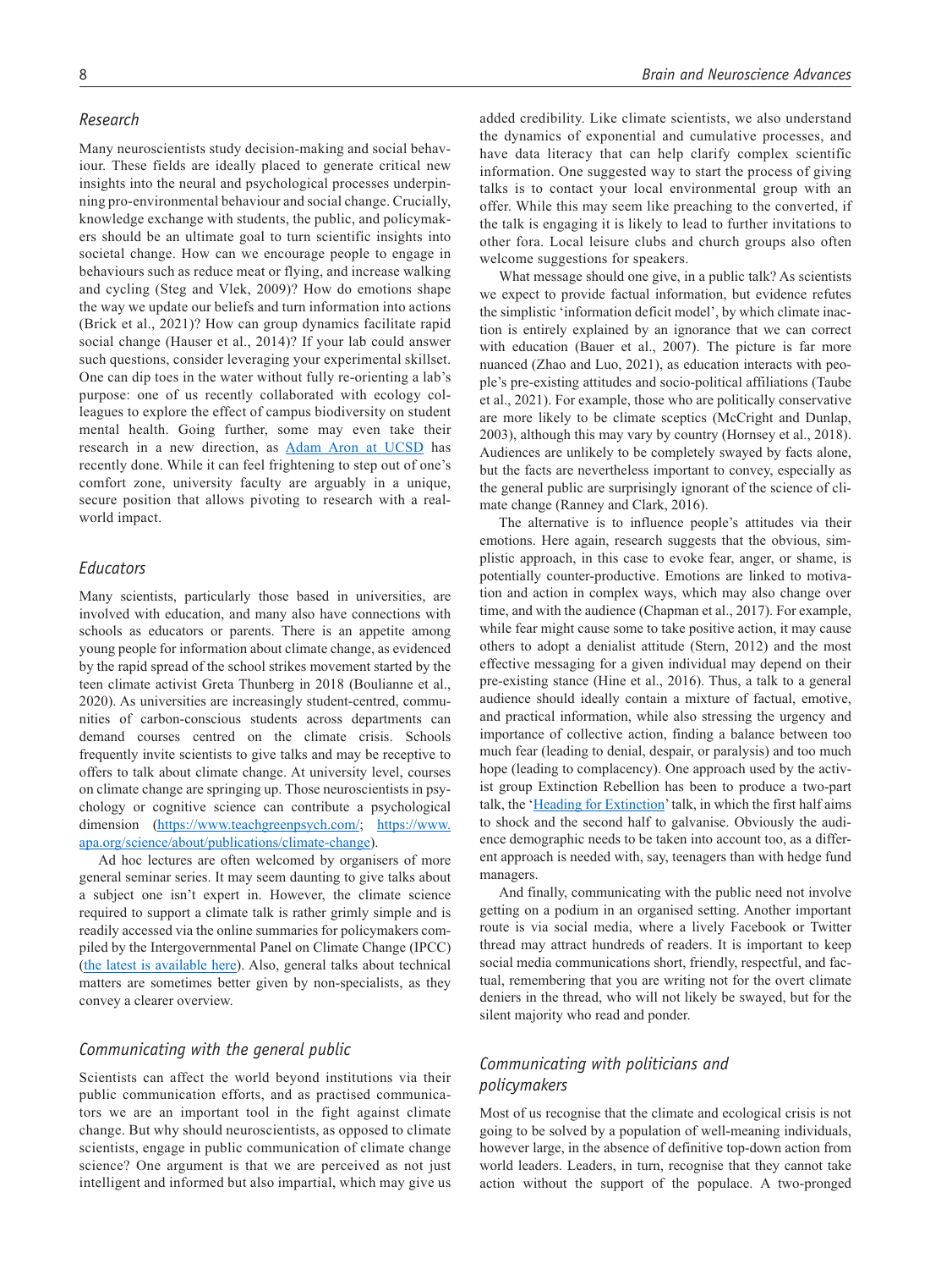### *Research*

Many neuroscientists study decision-making and social behaviour. These fields are ideally placed to generate critical new insights into the neural and psychological processes underpinning pro-environmental behaviour and social change. Crucially, knowledge exchange with students, the public, and policymakers should be an ultimate goal to turn scientific insights into societal change. How can we encourage people to engage in behaviours such as reduce meat or flying, and increase walking and cycling (Steg and Vlek, 2009)? How do emotions shape the way we update our beliefs and turn information into actions (Brick et al., 2021)? How can group dynamics facilitate rapid social change (Hauser et al., 2014)? If your lab could answer such questions, consider leveraging your experimental skillset. One can dip toes in the water without fully re-orienting a lab's purpose: one of us recently collaborated with ecology colleagues to explore the effect of campus biodiversity on student mental health. Going further, some may even take their research in a new direction, as Adam Aron at UCSD has recently done. While it can feel frightening to step out of one's comfort zone, university faculty are arguably in a unique, secure position that allows pivoting to research with a real-world impact.

### *Educators*

Many scientists, particularly those based in universities, are involved with education, and many also have connections with schools as educators or parents. There is an appetite among young people for information about climate change, as evidenced by the rapid spread of the school strikes movement started by the teen climate activist Greta Thunberg in 2018 (Boulianne et al., 2020). As universities are increasingly student-centred, communities of carbon-conscious students across departments can demand courses centred on the climate crisis. Schools frequently invite scientists to give talks and may be receptive to offers to talk about climate change. At university level, courses on climate change are springing up. Those neuroscientists in psychology or cognitive science can contribute a psychological dimension (https://www.teachgreenpsych.com/; https://www.apa.org/science/about/publications/climate-change).

Ad hoc lectures are often welcomed by organisers of more general seminar series. It may seem daunting to give talks about a subject one isn't expert in. However, the climate science required to support a climate talk is rather grimly simple and is readily accessed via the online summaries for policymakers compiled by the Intergovernmental Panel on Climate Change (IPCC) (the latest is available here). Also, general talks about technical matters are sometimes better given by non-specialists, as they convey a clearer overview.

### *Communicating with the general public*

Scientists can affect the world beyond institutions via their public communication efforts, and as practised communicators we are an important tool in the fight against climate change. But why should neuroscientists, as opposed to climate scientists, engage in public communication of climate change science? One argument is that we are perceived as not just intelligent and informed but also impartial, which may give us added credibility. Like climate scientists, we also understand the dynamics of exponential and cumulative processes, and have data literacy that can help clarify complex scientific information. One suggested way to start the process of giving talks is to contact your local environmental group with an offer. While this may seem like preaching to the converted, if the talk is engaging it is likely to lead to further invitations to other fora. Local leisure clubs and church groups also often welcome suggestions for speakers.

What message should one give, in a public talk? As scientists we expect to provide factual information, but evidence refutes the simplistic 'information deficit model', by which climate inaction is entirely explained by an ignorance that we can correct with education (Bauer et al., 2007). The picture is far more nuanced (Zhao and Luo, 2021), as education interacts with people's pre-existing attitudes and socio-political affiliations (Taube et al., 2021). For example, those who are politically conservative are more likely to be climate sceptics (McCright and Dunlap, 2003), although this may vary by country (Hornsey et al., 2018). Audiences are unlikely to be completely swayed by facts alone, but the facts are nevertheless important to convey, especially as the general public are surprisingly ignorant of the science of climate change (Ranney and Clark, 2016).

The alternative is to influence people's attitudes via their emotions. Here again, research suggests that the obvious, simplistic approach, in this case to evoke fear, anger, or shame, is potentially counter-productive. Emotions are linked to motivation and action in complex ways, which may also change over time, and with the audience (Chapman et al., 2017). For example, while fear might cause some to take positive action, it may cause others to adopt a denialist attitude (Stern, 2012) and the most effective messaging for a given individual may depend on their pre-existing stance (Hine et al., 2016). Thus, a talk to a general audience should ideally contain a mixture of factual, emotive, and practical information, while also stressing the urgency and importance of collective action, finding a balance between too much fear (leading to denial, despair, or paralysis) and too much hope (leading to complacency). One approach used by the activist group Extinction Rebellion has been to produce a two-part talk, the 'Heading for Extinction' talk, in which the first half aims to shock and the second half to galvanise. Obviously the audience demographic needs to be taken into account too, as a different approach is needed with, say, teenagers than with hedge fund managers.

And finally, communicating with the public need not involve getting on a podium in an organised setting. Another important route is via social media, where a lively Facebook or Twitter thread may attract hundreds of readers. It is important to keep social media communications short, friendly, respectful, and factual, remembering that you are writing not for the overt climate deniers in the thread, who will not likely be swayed, but for the silent majority who read and ponder.

### *Communicating with politicians and policymakers*

Most of us recognise that the climate and ecological crisis is not going to be solved by a population of well-meaning individuals, however large, in the absence of definitive top-down action from world leaders. Leaders, in turn, recognise that they cannot take action without the support of the populace. A two-pronged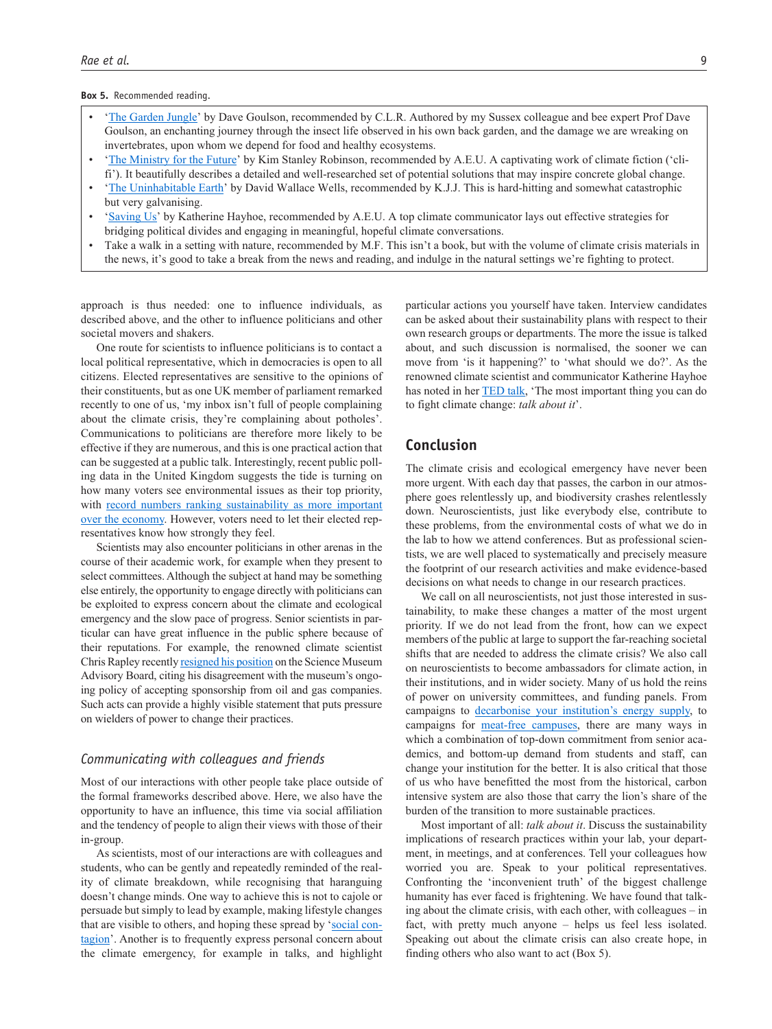**Box 5.** Recommended reading.

- 'The Garden Jungle' by Dave Goulson, recommended by C.L.R. Authored by my Sussex colleague and bee expert Prof Dave Goulson, an enchanting journey through the insect life observed in his own back garden, and the damage we are wreaking on invertebrates, upon whom we depend for food and healthy ecosystems.
- 'The Ministry for the Future' by Kim Stanley Robinson, recommended by A.E.U. A captivating work of climate fiction ('cli-fi'). It beautifully describes a detailed and well-researched set of potential solutions that may inspire concrete global change.
- 'The Uninhabitable Earth' by David Wallace Wells, recommended by K.J.J. This is hard-hitting and somewhat catastrophic but very galvanising.
- 'Saving Us' by Katherine Hayhoe, recommended by A.E.U. A top climate communicator lays out effective strategies for bridging political divides and engaging in meaningful, hopeful climate conversations.
- Take a walk in a setting with nature, recommended by M.F. This isn't a book, but with the volume of climate crisis materials in the news, it's good to take a break from the news and reading, and indulge in the natural settings we're fighting to protect.

approach is thus needed: one to influence individuals, as described above, and the other to influence politicians and other societal movers and shakers.

One route for scientists to influence politicians is to contact a local political representative, which in democracies is open to all citizens. Elected representatives are sensitive to the opinions of their constituents, but as one UK member of parliament remarked recently to one of us, 'my inbox isn't full of people complaining about the climate crisis, they're complaining about potholes'. Communications to politicians are therefore more likely to be effective if they are numerous, and this is one practical action that can be suggested at a public talk. Interestingly, recent public polling data in the United Kingdom suggests the tide is turning on how many voters see environmental issues as their top priority, with record numbers ranking sustainability as more important over the economy. However, voters need to let their elected representatives know how strongly they feel.

Scientists may also encounter politicians in other arenas in the course of their academic work, for example when they present to select committees. Although the subject at hand may be something else entirely, the opportunity to engage directly with politicians can be exploited to express concern about the climate and ecological emergency and the slow pace of progress. Senior scientists in particular can have great influence in the public sphere because of their reputations. For example, the renowned climate scientist Chris Rapley recently resigned his position on the Science Museum Advisory Board, citing his disagreement with the museum's ongoing policy of accepting sponsorship from oil and gas companies. Such acts can provide a highly visible statement that puts pressure on wielders of power to change their practices.

### *Communicating with colleagues and friends*

Most of our interactions with other people take place outside of the formal frameworks described above. Here, we also have the opportunity to have an influence, this time via social affiliation and the tendency of people to align their views with those of their in-group.

As scientists, most of our interactions are with colleagues and students, who can be gently and repeatedly reminded of the reality of climate breakdown, while recognising that haranguing doesn't change minds. One way to achieve this is not to cajole or persuade but simply to lead by example, making lifestyle changes that are visible to others, and hoping these spread by 'social contagion'. Another is to frequently express personal concern about the climate emergency, for example in talks, and highlight particular actions you yourself have taken. Interview candidates can be asked about their sustainability plans with respect to their own research groups or departments. The more the issue is talked about, and such discussion is normalised, the sooner we can move from 'is it happening?' to 'what should we do?'. As the renowned climate scientist and communicator Katherine Hayhoe has noted in her TED talk, 'The most important thing you can do to fight climate change: *talk about it*'.

## Conclusion

The climate crisis and ecological emergency have never been more urgent. With each day that passes, the carbon in our atmosphere goes relentlessly up, and biodiversity crashes relentlessly down. Neuroscientists, just like everybody else, contribute to these problems, from the environmental costs of what we do in the lab to how we attend conferences. But as professional scientists, we are well placed to systematically and precisely measure the footprint of our research activities and make evidence-based decisions on what needs to change in our research practices.

We call on all neuroscientists, not just those interested in sustainability, to make these changes a matter of the most urgent priority. If we do not lead from the front, how can we expect members of the public at large to support the far-reaching societal shifts that are needed to address the climate crisis? We also call on neuroscientists to become ambassadors for climate action, in their institutions, and in wider society. Many of us hold the reins of power on university committees, and funding panels. From campaigns to decarbonise your institution's energy supply, to campaigns for meat-free campuses, there are many ways in which a combination of top-down commitment from senior academics, and bottom-up demand from students and staff, can change your institution for the better. It is also critical that those of us who have benefitted the most from the historical, carbon intensive system are also those that carry the lion's share of the burden of the transition to more sustainable practices.

Most important of all: *talk about it*. Discuss the sustainability implications of research practices within your lab, your department, in meetings, and at conferences. Tell your colleagues how worried you are. Speak to your political representatives. Confronting the 'inconvenient truth' of the biggest challenge humanity has ever faced is frightening. We have found that talking about the climate crisis, with each other, with colleagues – in fact, with pretty much anyone – helps us feel less isolated. Speaking out about the climate crisis can also create hope, in finding others who also want to act (Box 5).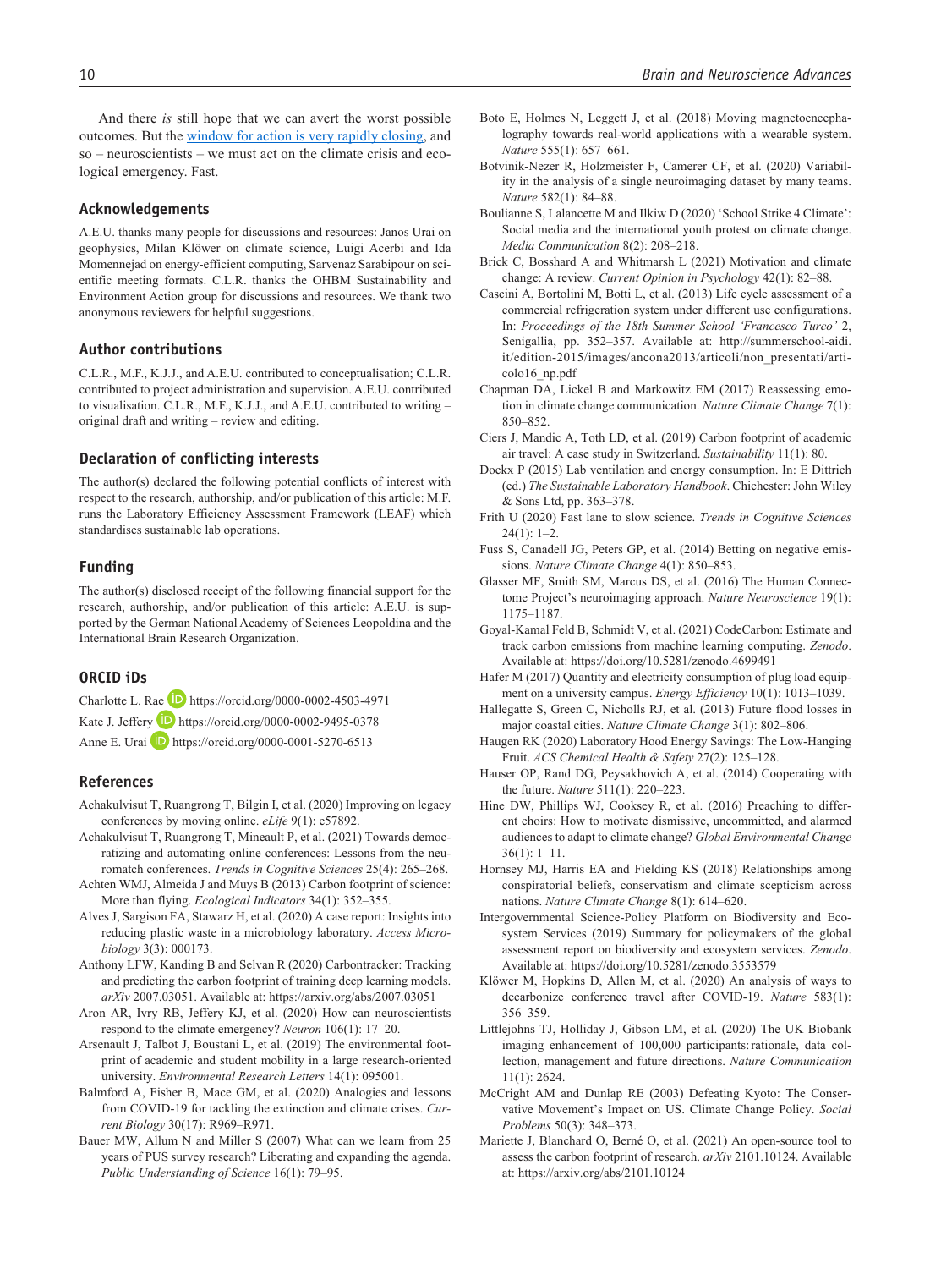And there *is* still hope that we can avert the worst possible outcomes. But the window for action is very rapidly closing, and so – neuroscientists – we must act on the climate crisis and ecological emergency. Fast.

## Acknowledgements

A.E.U. thanks many people for discussions and resources: Janos Urai on geophysics, Milan Klöwer on climate science, Luigi Acerbi and Ida Momennejad on energy-efficient computing, Sarvenaz Sarabipour on scientific meeting formats. C.L.R. thanks the OHBM Sustainability and Environment Action group for discussions and resources. We thank two anonymous reviewers for helpful suggestions.

## Author contributions

C.L.R., M.F., K.J.J., and A.E.U. contributed to conceptualisation; C.L.R. contributed to project administration and supervision. A.E.U. contributed to visualisation. C.L.R., M.F., K.J.J., and A.E.U. contributed to writing – original draft and writing – review and editing.

## Declaration of conflicting interests

The author(s) declared the following potential conflicts of interest with respect to the research, authorship, and/or publication of this article: M.F. runs the Laboratory Efficiency Assessment Framework (LEAF) which standardises sustainable lab operations.

## Funding

The author(s) disclosed receipt of the following financial support for the research, authorship, and/or publication of this article: A.E.U. is supported by the German National Academy of Sciences Leopoldina and the International Brain Research Organization.

## ORCID iDs

Charlotte L. Rae https://orcid.org/0000-0002-4503-4971
Kate J. Jeffery https://orcid.org/0000-0002-9495-0378
Anne E. Urai https://orcid.org/0000-0001-5270-6513

## References

Achakulvisut T, Ruangrong T, Bilgin I, et al. (2020) Improving on legacy conferences by moving online. *eLife* 9(1): e57892.

Achakulvisut T, Ruangrong T, Mineault P, et al. (2021) Towards democratizing and automating online conferences: Lessons from the neuromatch conferences. *Trends in Cognitive Sciences* 25(4): 265–268.

Achten WMJ, Almeida J and Muys B (2013) Carbon footprint of science: More than flying. *Ecological Indicators* 34(1): 352–355.

Alves J, Sargison FA, Stawarz H, et al. (2020) A case report: Insights into reducing plastic waste in a microbiology laboratory. *Access Microbiology* 3(3): 000173.

Anthony LFW, Kanding B and Selvan R (2020) Carbontracker: Tracking and predicting the carbon footprint of training deep learning models. *arXiv* 2007.03051. Available at: https://arxiv.org/abs/2007.03051

Aron AR, Ivry RB, Jeffery KJ, et al. (2020) How can neuroscientists respond to the climate emergency? *Neuron* 106(1): 17–20.

Arsenault J, Talbot J, Boustani L, et al. (2019) The environmental footprint of academic and student mobility in a large research-oriented university. *Environmental Research Letters* 14(1): 095001.

Balmford A, Fisher B, Mace GM, et al. (2020) Analogies and lessons from COVID-19 for tackling the extinction and climate crises. *Current Biology* 30(17): R969–R971.

Bauer MW, Allum N and Miller S (2007) What can we learn from 25 years of PUS survey research? Liberating and expanding the agenda. *Public Understanding of Science* 16(1): 79–95.

Boto E, Holmes N, Leggett J, et al. (2018) Moving magnetoencephalography towards real-world applications with a wearable system. *Nature* 555(1): 657–661.

Botvinik-Nezer R, Holzmeister F, Camerer CF, et al. (2020) Variability in the analysis of a single neuroimaging dataset by many teams. *Nature* 582(1): 84–88.

Boulianne S, Lalancette M and Ilkiw D (2020) 'School Strike 4 Climate': Social media and the international youth protest on climate change. *Media Communication* 8(2): 208–218.

Brick C, Bosshard A and Whitmarsh L (2021) Motivation and climate change: A review. *Current Opinion in Psychology* 42(1): 82–88.

Cascini A, Bortolini M, Botti L, et al. (2013) Life cycle assessment of a commercial refrigeration system under different use configurations. In: *Proceedings of the 18th Summer School 'Francesco Turco'* 2, Senigallia, pp. 352–357. Available at: http://summerschool-aidi.it/edition-2015/images/ancona2013/articoli/non_presentati/articolo16_np.pdf

Chapman DA, Lickel B and Markowitz EM (2017) Reassessing emotion in climate change communication. *Nature Climate Change* 7(1): 850–852.

Ciers J, Mandic A, Toth LD, et al. (2019) Carbon footprint of academic air travel: A case study in Switzerland. *Sustainability* 11(1): 80.

Dockx P (2015) Lab ventilation and energy consumption. In: E Dittrich (ed.) *The Sustainable Laboratory Handbook*. Chichester: John Wiley & Sons Ltd, pp. 363–378.

Frith U (2020) Fast lane to slow science. *Trends in Cognitive Sciences* 24(1): 1–2.

Fuss S, Canadell JG, Peters GP, et al. (2014) Betting on negative emissions. *Nature Climate Change* 4(1): 850–853.

Glasser MF, Smith SM, Marcus DS, et al. (2016) The Human Connectome Project's neuroimaging approach. *Nature Neuroscience* 19(1): 1175–1187.

Goyal-Kamal Feld B, Schmidt V, et al. (2021) CodeCarbon: Estimate and track carbon emissions from machine learning computing. *Zenodo*. Available at: https://doi.org/10.5281/zenodo.4699491

Hafer M (2017) Quantity and electricity consumption of plug load equipment on a university campus. *Energy Efficiency* 10(1): 1013–1039.

Hallegatte S, Green C, Nicholls RJ, et al. (2013) Future flood losses in major coastal cities. *Nature Climate Change* 3(1): 802–806.

Haugen RK (2020) Laboratory Hood Energy Savings: The Low-Hanging Fruit. *ACS Chemical Health & Safety* 27(2): 125–128.

Hauser OP, Rand DG, Peysakhovich A, et al. (2014) Cooperating with the future. *Nature* 511(1): 220–223.

Hine DW, Phillips WJ, Cooksey R, et al. (2016) Preaching to different choirs: How to motivate dismissive, uncommitted, and alarmed audiences to adapt to climate change? *Global Environmental Change* 36(1): 1–11.

Hornsey MJ, Harris EA and Fielding KS (2018) Relationships among conspiratorial beliefs, conservatism and climate scepticism across nations. *Nature Climate Change* 8(1): 614–620.

Intergovernmental Science-Policy Platform on Biodiversity and Ecosystem Services (2019) Summary for policymakers of the global assessment report on biodiversity and ecosystem services. *Zenodo*. Available at: https://doi.org/10.5281/zenodo.3553579

Klöwer M, Hopkins D, Allen M, et al. (2020) An analysis of ways to decarbonize conference travel after COVID-19. *Nature* 583(1): 356–359.

Littlejohns TJ, Holliday J, Gibson LM, et al. (2020) The UK Biobank imaging enhancement of 100,000 participants: rationale, data collection, management and future directions. *Nature Communication* 11(1): 2624.

McCright AM and Dunlap RE (2003) Defeating Kyoto: The Conservative Movement's Impact on US. Climate Change Policy. *Social Problems* 50(3): 348–373.

Mariette J, Blanchard O, Berné O, et al. (2021) An open-source tool to assess the carbon footprint of research. *arXiv* 2101.10124. Available at: https://arxiv.org/abs/2101.10124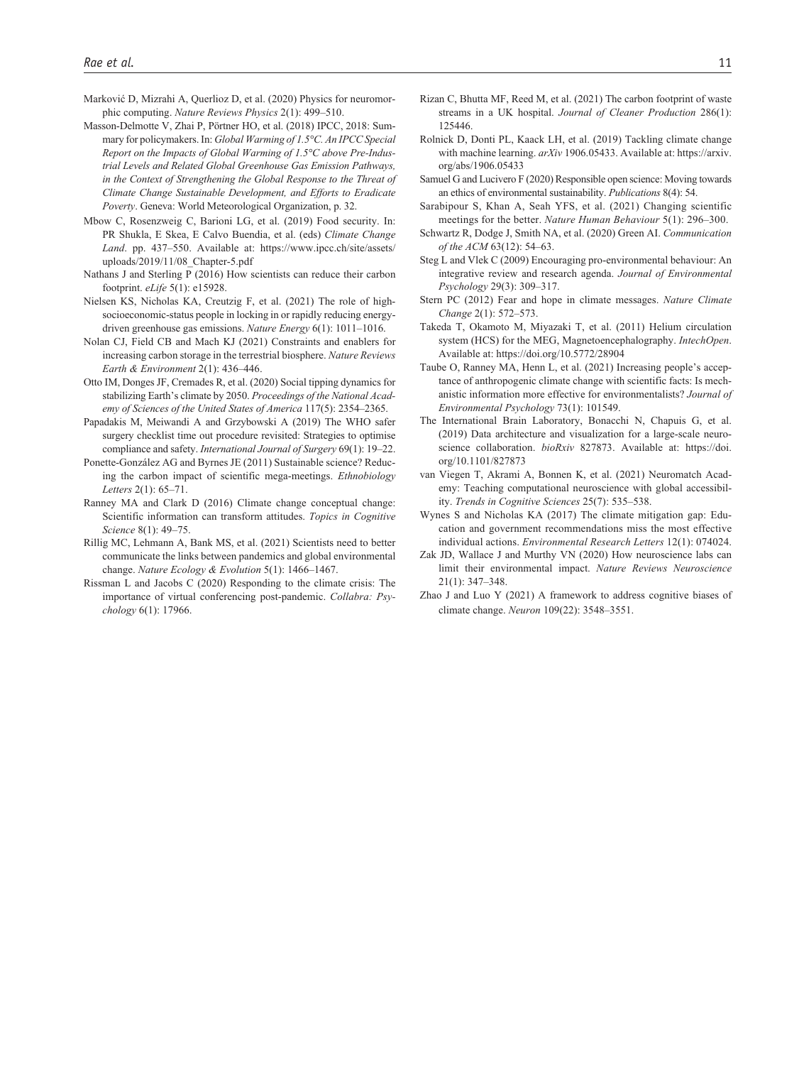Marković D, Mizrahi A, Querlioz D, et al. (2020) Physics for neuromorphic computing. *Nature Reviews Physics* 2(1): 499–510.

Masson-Delmotte V, Zhai P, Pörtner HO, et al. (2018) IPCC, 2018: Summary for policymakers. In: *Global Warming of 1.5°C. An IPCC Special Report on the Impacts of Global Warming of 1.5°C above Pre-Industrial Levels and Related Global Greenhouse Gas Emission Pathways, in the Context of Strengthening the Global Response to the Threat of Climate Change Sustainable Development, and Efforts to Eradicate Poverty*. Geneva: World Meteorological Organization, p. 32.

Mbow C, Rosenzweig C, Barioni LG, et al. (2019) Food security. In: PR Shukla, E Skea, E Calvo Buendia, et al. (eds) *Climate Change Land*. pp. 437–550. Available at: https://www.ipcc.ch/site/assets/uploads/2019/11/08_Chapter-5.pdf

Nathans J and Sterling P (2016) How scientists can reduce their carbon footprint. *eLife* 5(1): e15928.

Nielsen KS, Nicholas KA, Creutzig F, et al. (2021) The role of high-socioeconomic-status people in locking in or rapidly reducing energy-driven greenhouse gas emissions. *Nature Energy* 6(1): 1011–1016.

Nolan CJ, Field CB and Mach KJ (2021) Constraints and enablers for increasing carbon storage in the terrestrial biosphere. *Nature Reviews Earth & Environment* 2(1): 436–446.

Otto IM, Donges JF, Cremades R, et al. (2020) Social tipping dynamics for stabilizing Earth's climate by 2050. *Proceedings of the National Academy of Sciences of the United States of America* 117(5): 2354–2365.

Papadakis M, Meiwandi A and Grzybowski A (2019) The WHO safer surgery checklist time out procedure revisited: Strategies to optimise compliance and safety. *International Journal of Surgery* 69(1): 19–22.

Ponette-González AG and Byrnes JE (2011) Sustainable science? Reducing the carbon impact of scientific mega-meetings. *Ethnobiology Letters* 2(1): 65–71.

Ranney MA and Clark D (2016) Climate change conceptual change: Scientific information can transform attitudes. *Topics in Cognitive Science* 8(1): 49–75.

Rillig MC, Lehmann A, Bank MS, et al. (2021) Scientists need to better communicate the links between pandemics and global environmental change. *Nature Ecology & Evolution* 5(1): 1466–1467.

Rissman L and Jacobs C (2020) Responding to the climate crisis: The importance of virtual conferencing post-pandemic. *Collabra: Psychology* 6(1): 17966.

Rizan C, Bhutta MF, Reed M, et al. (2021) The carbon footprint of waste streams in a UK hospital. *Journal of Cleaner Production* 286(1): 125446.

Rolnick D, Donti PL, Kaack LH, et al. (2019) Tackling climate change with machine learning. *arXiv* 1906.05433. Available at: https://arxiv.org/abs/1906.05433

Samuel G and Lucivero F (2020) Responsible open science: Moving towards an ethics of environmental sustainability. *Publications* 8(4): 54.

Sarabipour S, Khan A, Seah YFS, et al. (2021) Changing scientific meetings for the better. *Nature Human Behaviour* 5(1): 296–300.

Schwartz R, Dodge J, Smith NA, et al. (2020) Green AI. *Communication of the ACM* 63(12): 54–63.

Steg L and Vlek C (2009) Encouraging pro-environmental behaviour: An integrative review and research agenda. *Journal of Environmental Psychology* 29(3): 309–317.

Stern PC (2012) Fear and hope in climate messages. *Nature Climate Change* 2(1): 572–573.

Takeda T, Okamoto M, Miyazaki T, et al. (2011) Helium circulation system (HCS) for the MEG, Magnetoencephalography. *IntechOpen*. Available at: https://doi.org/10.5772/28904

Taube O, Ranney MA, Henn L, et al. (2021) Increasing people's acceptance of anthropogenic climate change with scientific facts: Is mechanistic information more effective for environmentalists? *Journal of Environmental Psychology* 73(1): 101549.

The International Brain Laboratory, Bonacchi N, Chapuis G, et al. (2019) Data architecture and visualization for a large-scale neuroscience collaboration. *bioRxiv* 827873. Available at: https://doi.org/10.1101/827873

van Viegen T, Akrami A, Bonnen K, et al. (2021) Neuromatch Academy: Teaching computational neuroscience with global accessibility. *Trends in Cognitive Sciences* 25(7): 535–538.

Wynes S and Nicholas KA (2017) The climate mitigation gap: Education and government recommendations miss the most effective individual actions. *Environmental Research Letters* 12(1): 074024.

Zak JD, Wallace J and Murthy VN (2020) How neuroscience labs can limit their environmental impact. *Nature Reviews Neuroscience* 21(1): 347–348.

Zhao J and Luo Y (2021) A framework to address cognitive biases of climate change. *Neuron* 109(22): 3548–3551.